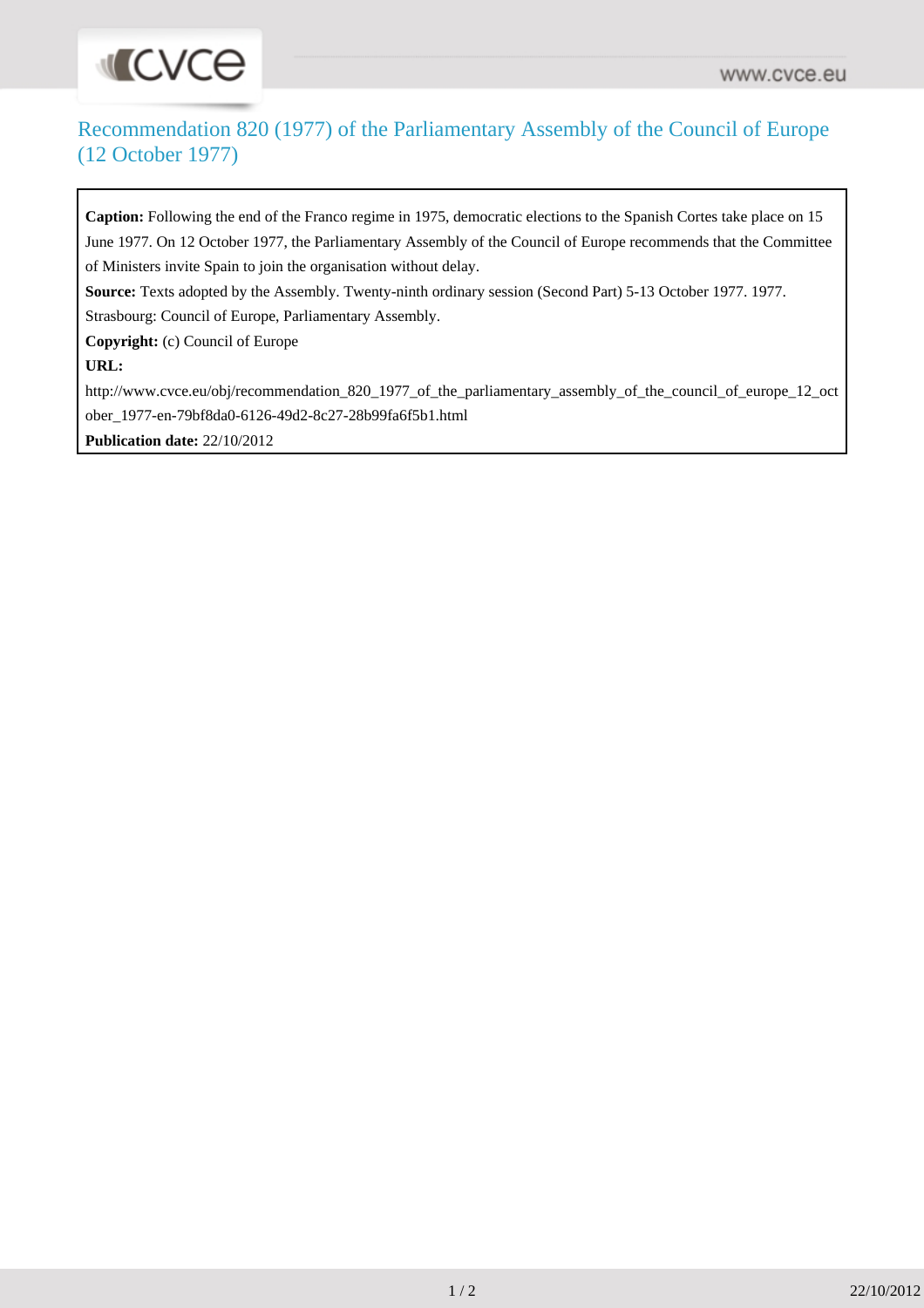# Recommendation 820 (1977) of the Parliamentary Assembly of the Council of Europe (12 October 1977)

**Caption:** Following the end of the Franco regime in 1975, democratic elections to the Spanish Cortes take place on 15 June 1977. On 12 October 1977, the Parliamentary Assembly of the Council of Europe recommends that the Committee of Ministers invite Spain to join the organisation without delay.

**Source:** Texts adopted by the Assembly. Twenty-ninth ordinary session (Second Part) 5-13 October 1977. 1977. Strasbourg: Council of Europe, Parliamentary Assembly.

**Copyright:** (c) Council of Europe

**URL:**
http://www.cvce.eu/obj/recommendation_820_1977_of_the_parliamentary_assembly_of_the_council_of_europe_12_october_1977-en-79bf8da0-6126-49d2-8c27-28b99fa6f5b1.html

**Publication date:** 22/10/2012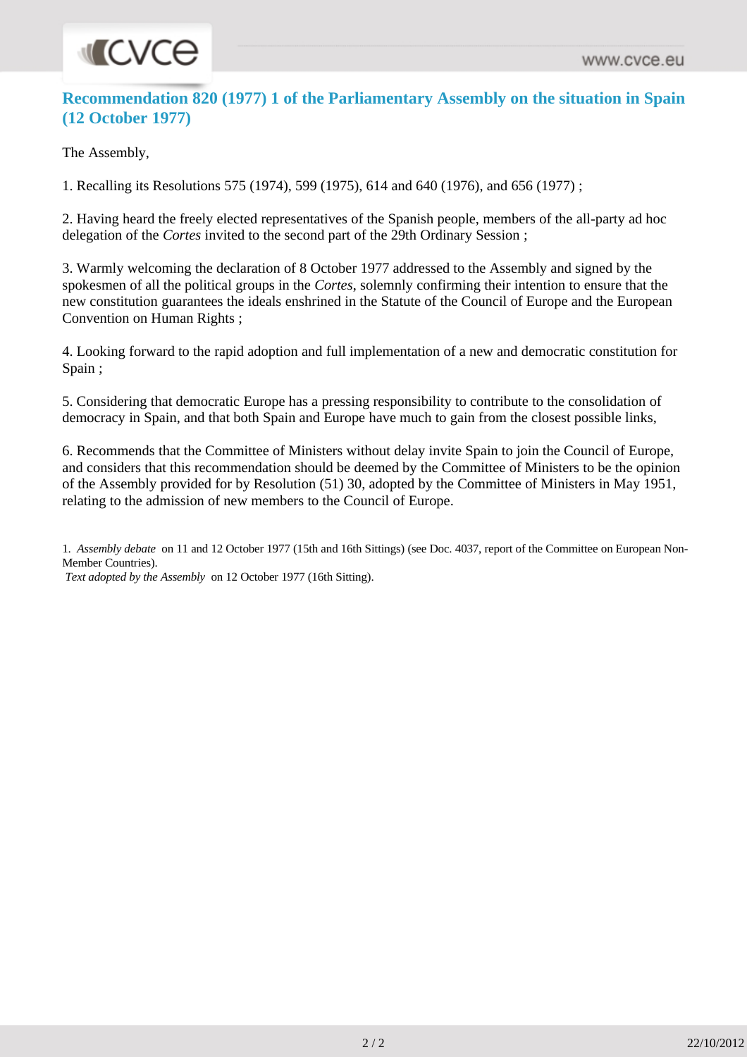# Recommendation 820 (1977) [1] of the Parliamentary Assembly on the situation in Spain (12 October 1977)

The Assembly,

1. Recalling its Resolutions 575 (1974), 599 (1975), 614 and 640 (1976), and 656 (1977) ;

2. Having heard the freely elected representatives of the Spanish people, members of the all-party ad hoc delegation of the *Cortes* invited to the second part of the 29th Ordinary Session ;

3. Warmly welcoming the declaration of 8 October 1977 addressed to the Assembly and signed by the spokesmen of all the political groups in the *Cortes*, solemnly confirming their intention to ensure that the new constitution guarantees the ideals enshrined in the Statute of the Council of Europe and the European Convention on Human Rights ;

4. Looking forward to the rapid adoption and full implementation of a new and democratic constitution for Spain ;

5. Considering that democratic Europe has a pressing responsibility to contribute to the consolidation of democracy in Spain, and that both Spain and Europe have much to gain from the closest possible links,

6. Recommends that the Committee of Ministers without delay invite Spain to join the Council of Europe, and considers that this recommendation should be deemed by the Committee of Ministers to be the opinion of the Assembly provided for by Resolution (51) 30, adopted by the Committee of Ministers in May 1951, relating to the admission of new members to the Council of Europe.

1. *Assembly debate* on 11 and 12 October 1977 (15th and 16th Sittings) (see Doc. 4037, report of the Committee on European Non-Member Countries).
*Text adopted by the Assembly* on 12 October 1977 (16th Sitting).